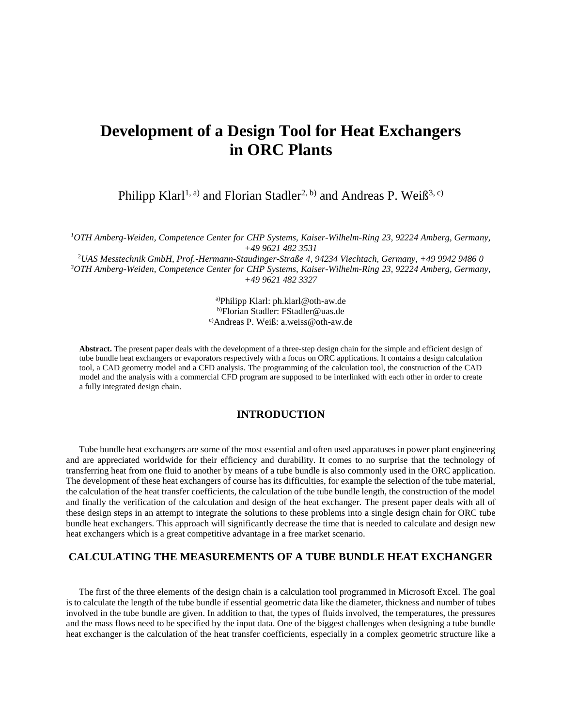# Development of a Design Tool for Heat Exchangers in ORC Plants

Philipp Klarl[1, a)] and Florian Stadler[2, b)] and Andreas P. Weiß[3, c)]

*[1]OTH Amberg-Weiden, Competence Center for CHP Systems, Kaiser-Wilhelm-Ring 23, 92224 Amberg, Germany, +49 9621 482 3531*
*[2]UAS Messtechnik GmbH, Prof.-Hermann-Staudinger-Straße 4, 94234 Viechtach, Germany, +49 9942 9486 0*
*[3]OTH Amberg-Weiden, Competence Center for CHP Systems, Kaiser-Wilhelm-Ring 23, 92224 Amberg, Germany, +49 9621 482 3327*

[a)]Philipp Klarl: ph.klarl@oth-aw.de
[b)]Florian Stadler: FStadler@uas.de
[c)]Andreas P. Weiß: a.weiss@oth-aw.de

**Abstract.** The present paper deals with the development of a three-step design chain for the simple and efficient design of tube bundle heat exchangers or evaporators respectively with a focus on ORC applications. It contains a design calculation tool, a CAD geometry model and a CFD analysis. The programming of the calculation tool, the construction of the CAD model and the analysis with a commercial CFD program are supposed to be interlinked with each other in order to create a fully integrated design chain.

## INTRODUCTION

Tube bundle heat exchangers are some of the most essential and often used apparatuses in power plant engineering and are appreciated worldwide for their efficiency and durability. It comes to no surprise that the technology of transferring heat from one fluid to another by means of a tube bundle is also commonly used in the ORC application. The development of these heat exchangers of course has its difficulties, for example the selection of the tube material, the calculation of the heat transfer coefficients, the calculation of the tube bundle length, the construction of the model and finally the verification of the calculation and design of the heat exchanger. The present paper deals with all of these design steps in an attempt to integrate the solutions to these problems into a single design chain for ORC tube bundle heat exchangers. This approach will significantly decrease the time that is needed to calculate and design new heat exchangers which is a great competitive advantage in a free market scenario.

## CALCULATING THE MEASUREMENTS OF A TUBE BUNDLE HEAT EXCHANGER

The first of the three elements of the design chain is a calculation tool programmed in Microsoft Excel. The goal is to calculate the length of the tube bundle if essential geometric data like the diameter, thickness and number of tubes involved in the tube bundle are given. In addition to that, the types of fluids involved, the temperatures, the pressures and the mass flows need to be specified by the input data. One of the biggest challenges when designing a tube bundle heat exchanger is the calculation of the heat transfer coefficients, especially in a complex geometric structure like a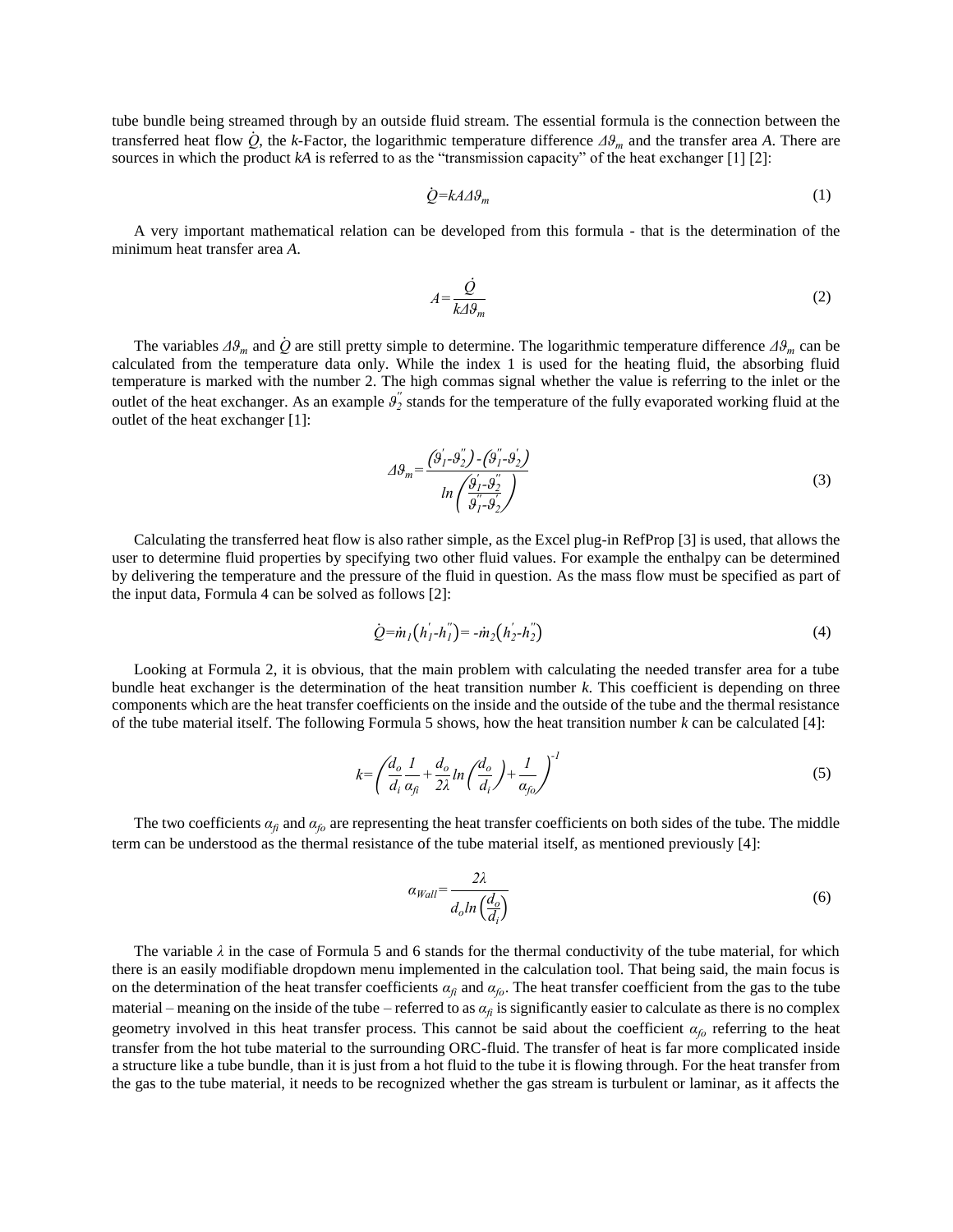tube bundle being streamed through by an outside fluid stream. The essential formula is the connection between the transferred heat flow $\dot{Q}$, the *k*-Factor, the logarithmic temperature difference $\Delta\vartheta_m$ and the transfer area *A*. There are sources in which the product *kA* is referred to as the "transmission capacity" of the heat exchanger [1] [2]:

$$\dot{Q}=kA\Delta\vartheta_m \tag{1}$$

A very important mathematical relation can be developed from this formula - that is the determination of the minimum heat transfer area *A*.

$$A=\frac{\dot{Q}}{k\Delta\vartheta_m} \tag{2}$$

The variables $\Delta\vartheta_m$ and $\dot{Q}$ are still pretty simple to determine. The logarithmic temperature difference $\Delta\vartheta_m$ can be calculated from the temperature data only. While the index 1 is used for the heating fluid, the absorbing fluid temperature is marked with the number 2. The high commas signal whether the value is referring to the inlet or the outlet of the heat exchanger. As an example $\vartheta_2''$ stands for the temperature of the fully evaporated working fluid at the outlet of the heat exchanger [1]:

$$\Delta\vartheta_m=\frac{\left(\vartheta_1'-\vartheta_2''\right)-\left(\vartheta_1''-\vartheta_2'\right)}{ln\left(\frac{\vartheta_1'-\vartheta_2''}{\vartheta_1''-\vartheta_2'}\right)} \tag{3}$$

Calculating the transferred heat flow is also rather simple, as the Excel plug-in RefProp [3] is used, that allows the user to determine fluid properties by specifying two other fluid values. For example the enthalpy can be determined by delivering the temperature and the pressure of the fluid in question. As the mass flow must be specified as part of the input data, Formula 4 can be solved as follows [2]:

$$\dot{Q}=\dot{m}_1\left(h_1'-h_1''\right)=-\dot{m}_2\left(h_2'-h_2''\right) \tag{4}$$

Looking at Formula 2, it is obvious, that the main problem with calculating the needed transfer area for a tube bundle heat exchanger is the determination of the heat transition number *k*. This coefficient is depending on three components which are the heat transfer coefficients on the inside and the outside of the tube and the thermal resistance of the tube material itself. The following Formula 5 shows, how the heat transition number *k* can be calculated [4]:

$$k=\left(\frac{d_o}{d_i}\frac{1}{\alpha_{fi}}+\frac{d_o}{2\lambda}ln\left(\frac{d_o}{d_i}\right)+\frac{1}{\alpha_{fo}}\right)^{-1} \tag{5}$$

The two coefficients $\alpha_{fi}$ and $\alpha_{fo}$ are representing the heat transfer coefficients on both sides of the tube. The middle term can be understood as the thermal resistance of the tube material itself, as mentioned previously [4]:

$$\alpha_{Wall}=\frac{2\lambda}{d_o ln\left(\frac{d_o}{d_i}\right)} \tag{6}$$

The variable $\lambda$ in the case of Formula 5 and 6 stands for the thermal conductivity of the tube material, for which there is an easily modifiable dropdown menu implemented in the calculation tool. That being said, the main focus is on the determination of the heat transfer coefficients $\alpha_{fi}$ and $\alpha_{fo}$. The heat transfer coefficient from the gas to the tube material – meaning on the inside of the tube – referred to as $\alpha_{fi}$ is significantly easier to calculate as there is no complex geometry involved in this heat transfer process. This cannot be said about the coefficient $\alpha_{fo}$ referring to the heat transfer from the hot tube material to the surrounding ORC-fluid. The transfer of heat is far more complicated inside a structure like a tube bundle, than it is just from a hot fluid to the tube it is flowing through. For the heat transfer from the gas to the tube material, it needs to be recognized whether the gas stream is turbulent or laminar, as it affects the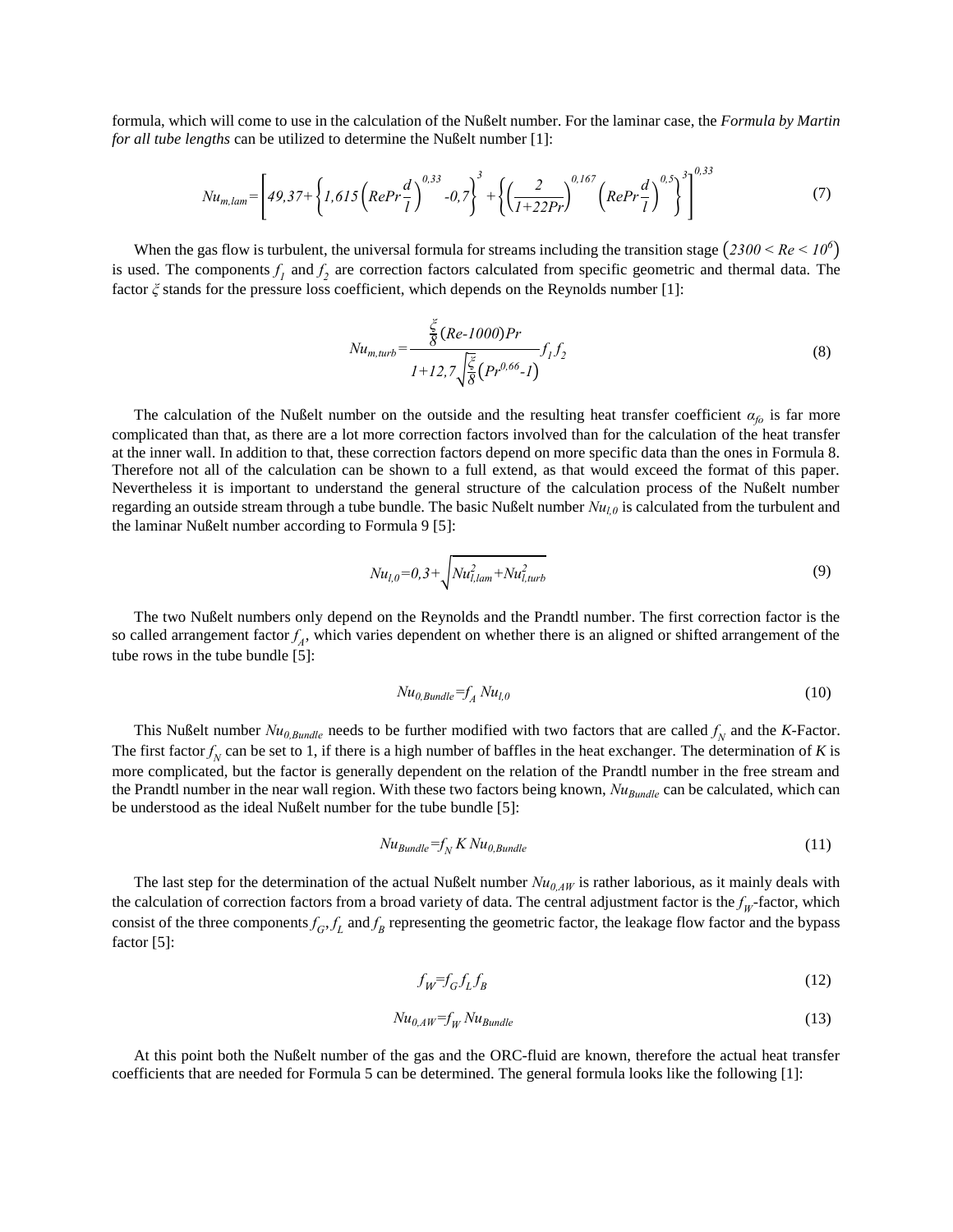formula, which will come to use in the calculation of the Nußelt number. For the laminar case, the *Formula by Martin for all tube lengths* can be utilized to determine the Nußelt number [1]:

$$Nu_{m,lam}=\left[49{,}37+\left\{1{,}615\left(RePr\frac{d}{l}\right)^{0{,}33}-0{,}7\right\}^{3}+\left\{\left(\frac{2}{1+22Pr}\right)^{0{,}167}\left(RePr\frac{d}{l}\right)^{0{,}5}\right\}^{3}\right]^{0{,}33} \tag{7}$$

When the gas flow is turbulent, the universal formula for streams including the transition stage $\left(2300 < Re < 10^{6}\right)$ is used. The components $f_1$ and $f_2$ are correction factors calculated from specific geometric and thermal data. The factor $\xi$ stands for the pressure loss coefficient, which depends on the Reynolds number [1]:

$$Nu_{m,turb}=\frac{\frac{\xi}{8}(Re\text{-}1000)Pr}{1+12{,}7\sqrt{\frac{\xi}{8}}\left(Pr^{0{,}66}\text{-}1\right)}f_1 f_2 \tag{8}$$

The calculation of the Nußelt number on the outside and the resulting heat transfer coefficient $\alpha_{fo}$ is far more complicated than that, as there are a lot more correction factors involved than for the calculation of the heat transfer at the inner wall. In addition to that, these correction factors depend on more specific data than the ones in Formula 8. Therefore not all of the calculation can be shown to a full extend, as that would exceed the format of this paper. Nevertheless it is important to understand the general structure of the calculation process of the Nußelt number regarding an outside stream through a tube bundle. The basic Nußelt number $Nu_{l,0}$ is calculated from the turbulent and the laminar Nußelt number according to Formula 9 [5]:

$$Nu_{l,0}=0{,}3+\sqrt{Nu_{l,lam}^{2}+Nu_{l,turb}^{2}} \tag{9}$$

The two Nußelt numbers only depend on the Reynolds and the Prandtl number. The first correction factor is the so called arrangement factor $f_A$, which varies dependent on whether there is an aligned or shifted arrangement of the tube rows in the tube bundle [5]:

$$Nu_{0,Bundle}=f_A\,Nu_{l,0} \tag{10}$$

This Nußelt number $Nu_{0,Bundle}$ needs to be further modified with two factors that are called $f_N$ and the $K$-Factor. The first factor $f_N$ can be set to 1, if there is a high number of baffles in the heat exchanger. The determination of $K$ is more complicated, but the factor is generally dependent on the relation of the Prandtl number in the free stream and the Prandtl number in the near wall region. With these two factors being known, $Nu_{Bundle}$ can be calculated, which can be understood as the ideal Nußelt number for the tube bundle [5]:

$$Nu_{Bundle}=f_N\,K\,Nu_{0,Bundle} \tag{11}$$

The last step for the determination of the actual Nußelt number $Nu_{0,AW}$ is rather laborious, as it mainly deals with the calculation of correction factors from a broad variety of data. The central adjustment factor is the $f_W$-factor, which consist of the three components $f_G$, $f_L$ and $f_B$ representing the geometric factor, the leakage flow factor and the bypass factor [5]:

$$f_W=f_G f_L f_B \tag{12}$$

$$Nu_{0,AW}=f_W\,Nu_{Bundle} \tag{13}$$

At this point both the Nußelt number of the gas and the ORC-fluid are known, therefore the actual heat transfer coefficients that are needed for Formula 5 can be determined. The general formula looks like the following [1]: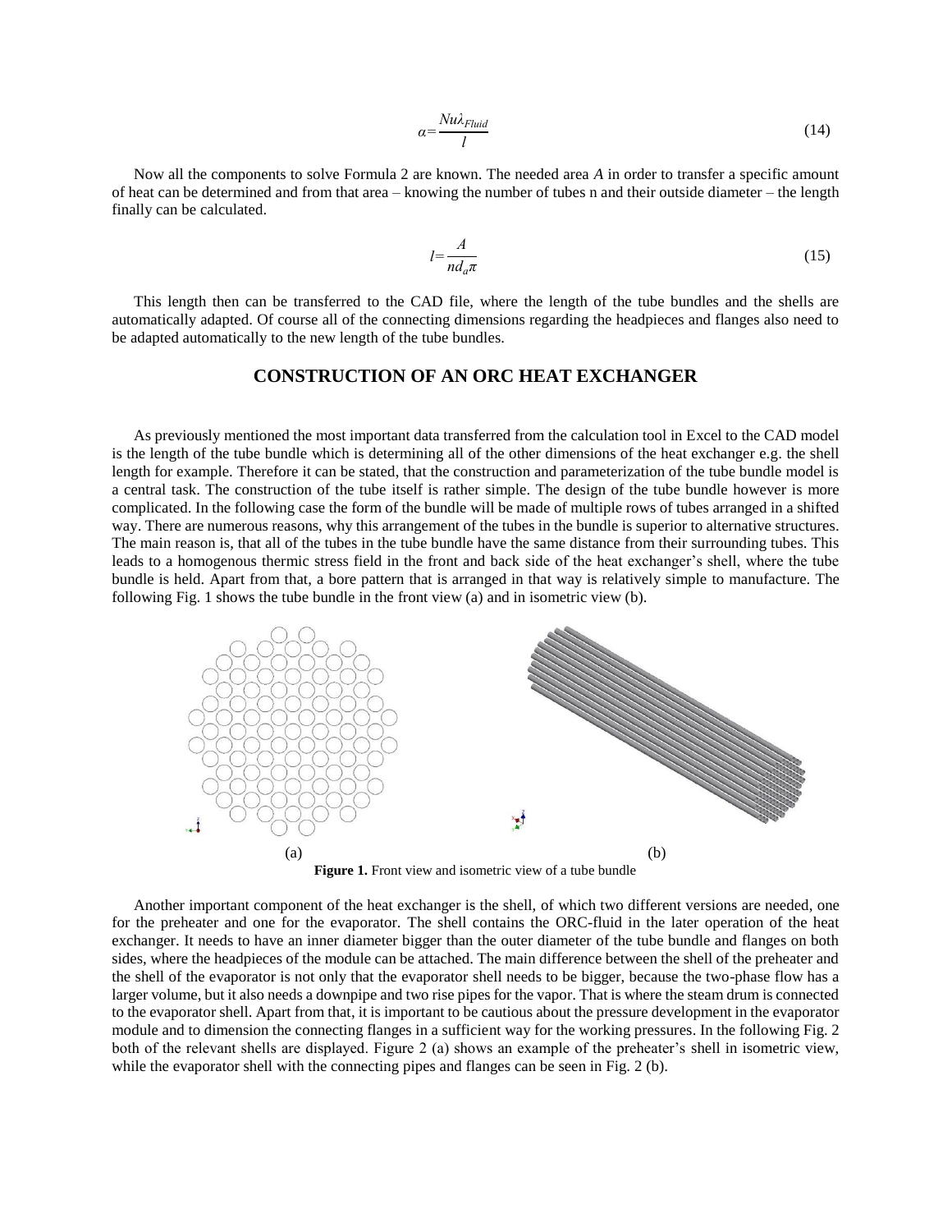$$\alpha = \frac{Nu\lambda_{Fluid}}{l} \tag{14}$$

Now all the components to solve Formula 2 are known. The needed area *A* in order to transfer a specific amount of heat can be determined and from that area – knowing the number of tubes n and their outside diameter – the length finally can be calculated.

$$l = \frac{A}{nd_a\pi} \tag{15}$$

This length then can be transferred to the CAD file, where the length of the tube bundles and the shells are automatically adapted. Of course all of the connecting dimensions regarding the headpieces and flanges also need to be adapted automatically to the new length of the tube bundles.

## CONSTRUCTION OF AN ORC HEAT EXCHANGER

As previously mentioned the most important data transferred from the calculation tool in Excel to the CAD model is the length of the tube bundle which is determining all of the other dimensions of the heat exchanger e.g. the shell length for example. Therefore it can be stated, that the construction and parameterization of the tube bundle model is a central task. The construction of the tube itself is rather simple. The design of the tube bundle however is more complicated. In the following case the form of the bundle will be made of multiple rows of tubes arranged in a shifted way. There are numerous reasons, why this arrangement of the tubes in the bundle is superior to alternative structures. The main reason is, that all of the tubes in the tube bundle have the same distance from their surrounding tubes. This leads to a homogenous thermic stress field in the front and back side of the heat exchanger's shell, where the tube bundle is held. Apart from that, a bore pattern that is arranged in that way is relatively simple to manufacture. The following Fig. 1 shows the tube bundle in the front view (a) and in isometric view (b).

(a) (b)

**Figure 1.** Front view and isometric view of a tube bundle

Another important component of the heat exchanger is the shell, of which two different versions are needed, one for the preheater and one for the evaporator. The shell contains the ORC-fluid in the later operation of the heat exchanger. It needs to have an inner diameter bigger than the outer diameter of the tube bundle and flanges on both sides, where the headpieces of the module can be attached. The main difference between the shell of the preheater and the shell of the evaporator is not only that the evaporator shell needs to be bigger, because the two-phase flow has a larger volume, but it also needs a downpipe and two rise pipes for the vapor. That is where the steam drum is connected to the evaporator shell. Apart from that, it is important to be cautious about the pressure development in the evaporator module and to dimension the connecting flanges in a sufficient way for the working pressures. In the following Fig. 2 both of the relevant shells are displayed. Figure 2 (a) shows an example of the preheater's shell in isometric view, while the evaporator shell with the connecting pipes and flanges can be seen in Fig. 2 (b).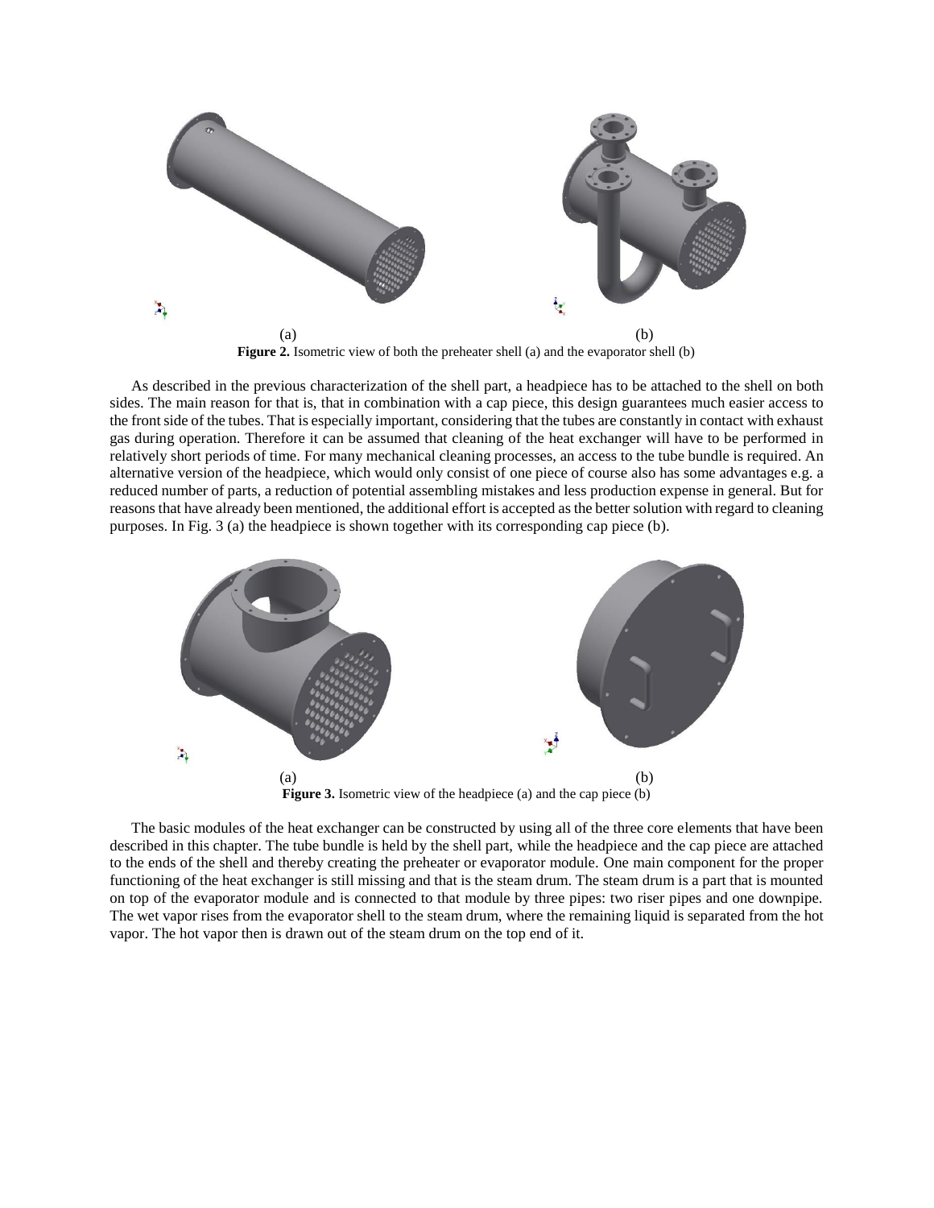(a) (b)

**Figure 2.** Isometric view of both the preheater shell (a) and the evaporator shell (b)

As described in the previous characterization of the shell part, a headpiece has to be attached to the shell on both sides. The main reason for that is, that in combination with a cap piece, this design guarantees much easier access to the front side of the tubes. That is especially important, considering that the tubes are constantly in contact with exhaust gas during operation. Therefore it can be assumed that cleaning of the heat exchanger will have to be performed in relatively short periods of time. For many mechanical cleaning processes, an access to the tube bundle is required. An alternative version of the headpiece, which would only consist of one piece of course also has some advantages e.g. a reduced number of parts, a reduction of potential assembling mistakes and less production expense in general. But for reasons that have already been mentioned, the additional effort is accepted as the better solution with regard to cleaning purposes. In Fig. 3 (a) the headpiece is shown together with its corresponding cap piece (b).

(a) (b)

**Figure 3.** Isometric view of the headpiece (a) and the cap piece (b)

The basic modules of the heat exchanger can be constructed by using all of the three core elements that have been described in this chapter. The tube bundle is held by the shell part, while the headpiece and the cap piece are attached to the ends of the shell and thereby creating the preheater or evaporator module. One main component for the proper functioning of the heat exchanger is still missing and that is the steam drum. The steam drum is a part that is mounted on top of the evaporator module and is connected to that module by three pipes: two riser pipes and one downpipe. The wet vapor rises from the evaporator shell to the steam drum, where the remaining liquid is separated from the hot vapor. The hot vapor then is drawn out of the steam drum on the top end of it.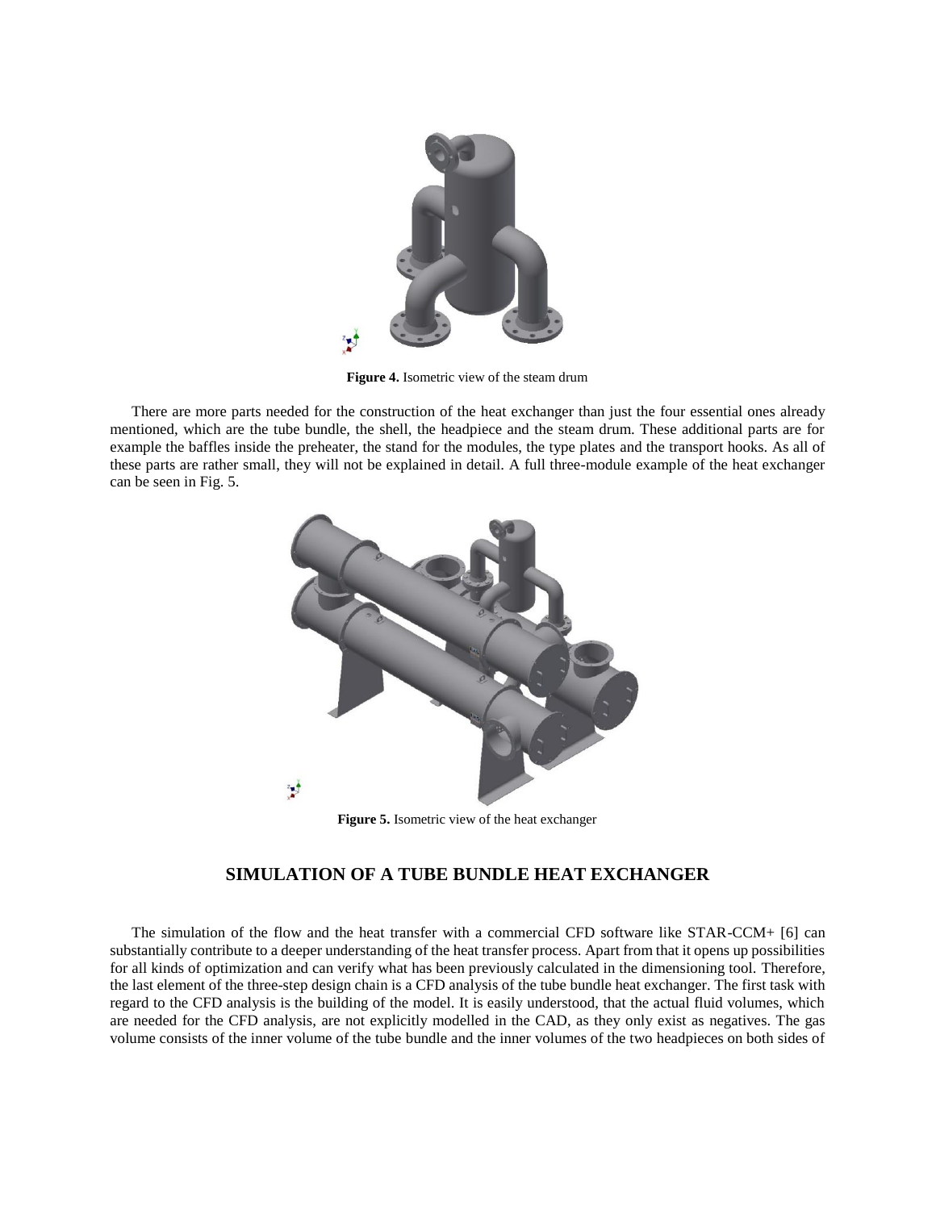**Figure 4.** Isometric view of the steam drum

There are more parts needed for the construction of the heat exchanger than just the four essential ones already mentioned, which are the tube bundle, the shell, the headpiece and the steam drum. These additional parts are for example the baffles inside the preheater, the stand for the modules, the type plates and the transport hooks. As all of these parts are rather small, they will not be explained in detail. A full three-module example of the heat exchanger can be seen in Fig. 5.

**Figure 5.** Isometric view of the heat exchanger

## SIMULATION OF A TUBE BUNDLE HEAT EXCHANGER

The simulation of the flow and the heat transfer with a commercial CFD software like STAR-CCM+ [6] can substantially contribute to a deeper understanding of the heat transfer process. Apart from that it opens up possibilities for all kinds of optimization and can verify what has been previously calculated in the dimensioning tool. Therefore, the last element of the three-step design chain is a CFD analysis of the tube bundle heat exchanger. The first task with regard to the CFD analysis is the building of the model. It is easily understood, that the actual fluid volumes, which are needed for the CFD analysis, are not explicitly modelled in the CAD, as they only exist as negatives. The gas volume consists of the inner volume of the tube bundle and the inner volumes of the two headpieces on both sides of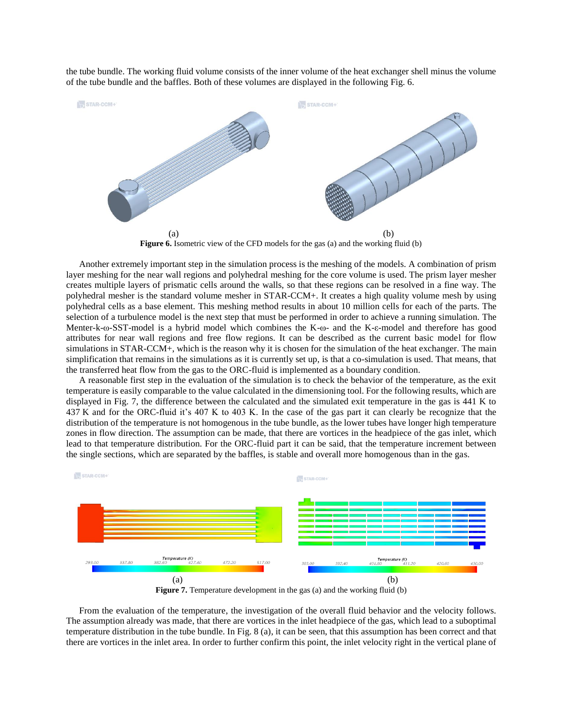the tube bundle. The working fluid volume consists of the inner volume of the heat exchanger shell minus the volume of the tube bundle and the baffles. Both of these volumes are displayed in the following Fig. 6.

(a) (b)

**Figure 6.** Isometric view of the CFD models for the gas (a) and the working fluid (b)

Another extremely important step in the simulation process is the meshing of the models. A combination of prism layer meshing for the near wall regions and polyhedral meshing for the core volume is used. The prism layer mesher creates multiple layers of prismatic cells around the walls, so that these regions can be resolved in a fine way. The polyhedral mesher is the standard volume mesher in STAR-CCM+. It creates a high quality volume mesh by using polyhedral cells as a base element. This meshing method results in about 10 million cells for each of the parts. The selection of a turbulence model is the next step that must be performed in order to achieve a running simulation. The Menter-k-ω-SST-model is a hybrid model which combines the K-ω- and the K-ε-model and therefore has good attributes for near wall regions and free flow regions. It can be described as the current basic model for flow simulations in STAR-CCM+, which is the reason why it is chosen for the simulation of the heat exchanger. The main simplification that remains in the simulations as it is currently set up, is that a co-simulation is used. That means, that the transferred heat flow from the gas to the ORC-fluid is implemented as a boundary condition.

A reasonable first step in the evaluation of the simulation is to check the behavior of the temperature, as the exit temperature is easily comparable to the value calculated in the dimensioning tool. For the following results, which are displayed in Fig. 7, the difference between the calculated and the simulated exit temperature in the gas is 441 K to 437 K and for the ORC-fluid it's 407 K to 403 K. In the case of the gas part it can clearly be recognize that the distribution of the temperature is not homogenous in the tube bundle, as the lower tubes have longer high temperature zones in flow direction. The assumption can be made, that there are vortices in the headpiece of the gas inlet, which lead to that temperature distribution. For the ORC-fluid part it can be said, that the temperature increment between the single sections, which are separated by the baffles, is stable and overall more homogenous than in the gas.

(a) (b)

**Figure 7.** Temperature development in the gas (a) and the working fluid (b)

From the evaluation of the temperature, the investigation of the overall fluid behavior and the velocity follows. The assumption already was made, that there are vortices in the inlet headpiece of the gas, which lead to a suboptimal temperature distribution in the tube bundle. In Fig. 8 (a), it can be seen, that this assumption has been correct and that there are vortices in the inlet area. In order to further confirm this point, the inlet velocity right in the vertical plane of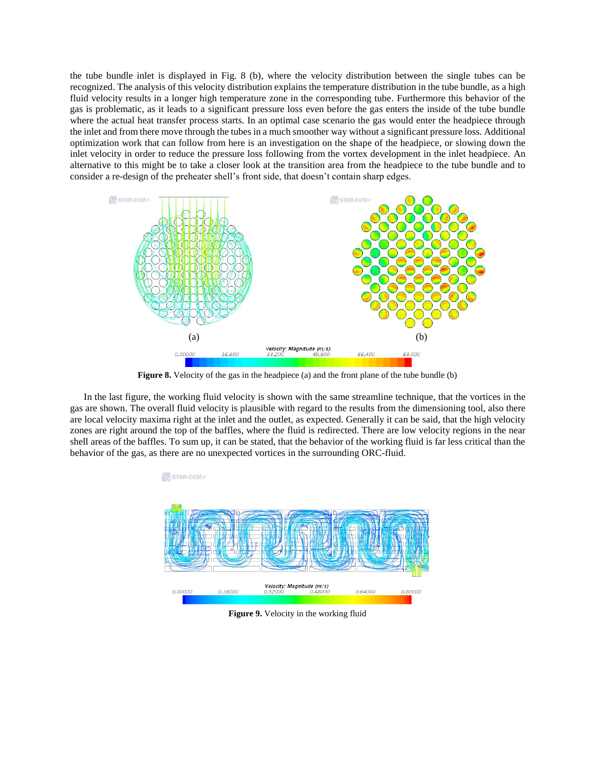the tube bundle inlet is displayed in Fig. 8 (b), where the velocity distribution between the single tubes can be recognized. The analysis of this velocity distribution explains the temperature distribution in the tube bundle, as a high fluid velocity results in a longer high temperature zone in the corresponding tube. Furthermore this behavior of the gas is problematic, as it leads to a significant pressure loss even before the gas enters the inside of the tube bundle where the actual heat transfer process starts. In an optimal case scenario the gas would enter the headpiece through the inlet and from there move through the tubes in a much smoother way without a significant pressure loss. Additional optimization work that can follow from here is an investigation on the shape of the headpiece, or slowing down the inlet velocity in order to reduce the pressure loss following from the vortex development in the inlet headpiece. An alternative to this might be to take a closer look at the transition area from the headpiece to the tube bundle and to consider a re-design of the preheater shell's front side, that doesn't contain sharp edges.

**Figure 8.** Velocity of the gas in the headpiece (a) and the front plane of the tube bundle (b)

In the last figure, the working fluid velocity is shown with the same streamline technique, that the vortices in the gas are shown. The overall fluid velocity is plausible with regard to the results from the dimensioning tool, also there are local velocity maxima right at the inlet and the outlet, as expected. Generally it can be said, that the high velocity zones are right around the top of the baffles, where the fluid is redirected. There are low velocity regions in the near shell areas of the baffles. To sum up, it can be stated, that the behavior of the working fluid is far less critical than the behavior of the gas, as there are no unexpected vortices in the surrounding ORC-fluid.

**Figure 9.** Velocity in the working fluid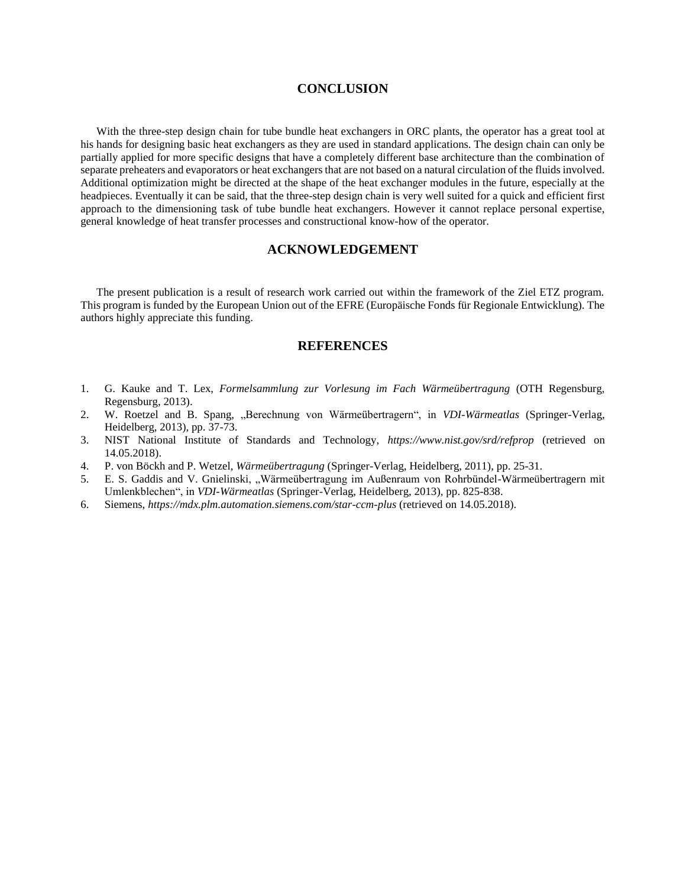## CONCLUSION

With the three-step design chain for tube bundle heat exchangers in ORC plants, the operator has a great tool at his hands for designing basic heat exchangers as they are used in standard applications. The design chain can only be partially applied for more specific designs that have a completely different base architecture than the combination of separate preheaters and evaporators or heat exchangers that are not based on a natural circulation of the fluids involved. Additional optimization might be directed at the shape of the heat exchanger modules in the future, especially at the headpieces. Eventually it can be said, that the three-step design chain is very well suited for a quick and efficient first approach to the dimensioning task of tube bundle heat exchangers. However it cannot replace personal expertise, general knowledge of heat transfer processes and constructional know-how of the operator.

## ACKNOWLEDGEMENT

The present publication is a result of research work carried out within the framework of the Ziel ETZ program. This program is funded by the European Union out of the EFRE (Europäische Fonds für Regionale Entwicklung). The authors highly appreciate this funding.

## REFERENCES

1. G. Kauke and T. Lex, *Formelsammlung zur Vorlesung im Fach Wärmeübertragung* (OTH Regensburg, Regensburg, 2013).
2. W. Roetzel and B. Spang, „Berechnung von Wärmeübertragern“, in *VDI-Wärmeatlas* (Springer-Verlag, Heidelberg, 2013), pp. 37-73.
3. NIST National Institute of Standards and Technology, *https://www.nist.gov/srd/refprop* (retrieved on 14.05.2018).
4. P. von Böckh and P. Wetzel, *Wärmeübertragung* (Springer-Verlag, Heidelberg, 2011), pp. 25-31.
5. E. S. Gaddis and V. Gnielinski, „Wärmeübertragung im Außenraum von Rohrbündel-Wärmeübertragern mit Umlenkblechen“, in *VDI-Wärmeatlas* (Springer-Verlag, Heidelberg, 2013), pp. 825-838.
6. Siemens, *https://mdx.plm.automation.siemens.com/star-ccm-plus* (retrieved on 14.05.2018).